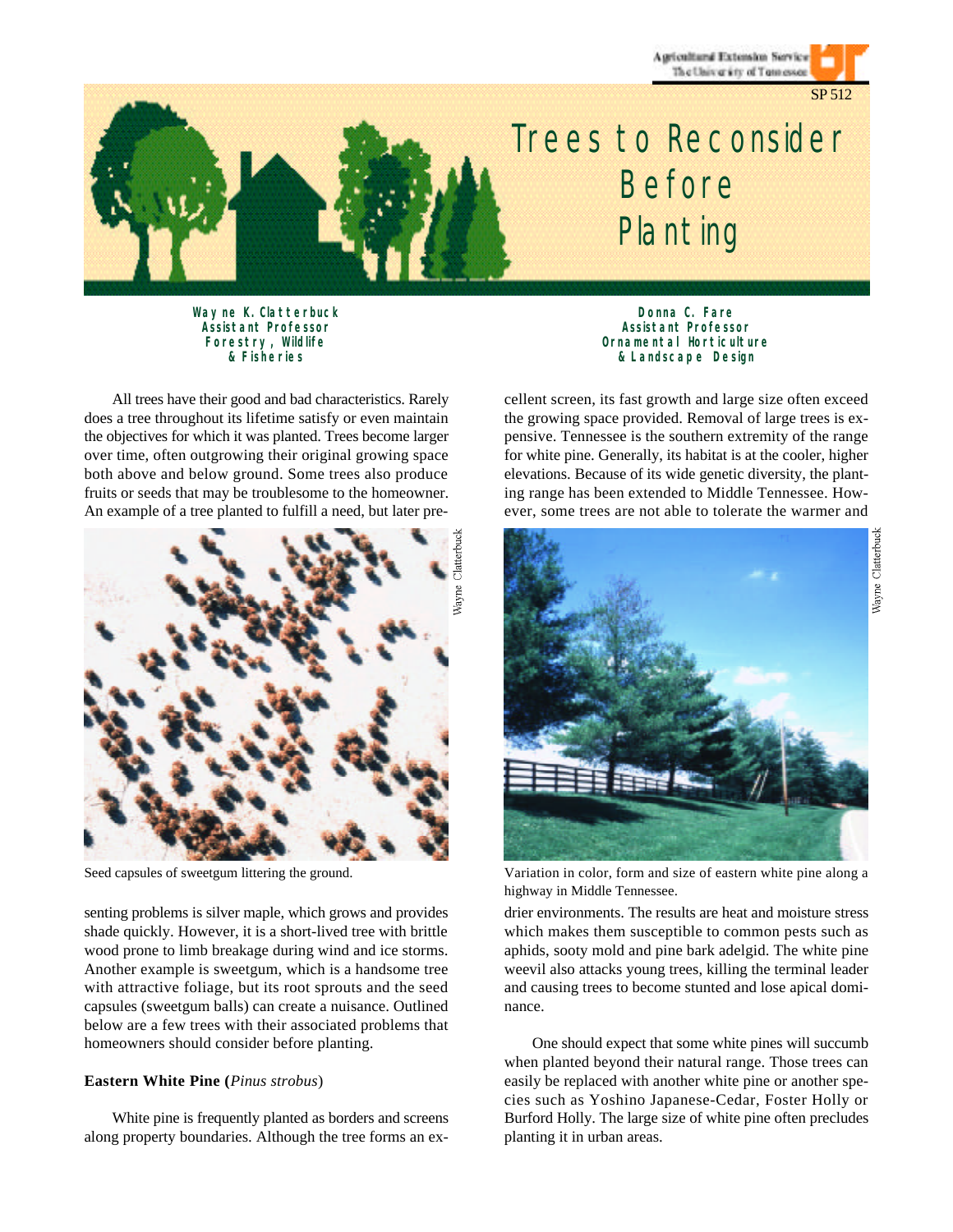Agricultural Extension Service
The University of Tennessee

SP 512

# Trees to Reconsider Before Planting

**Wayne K. Clatterbuck**
**Assistant Professor**
**Forestry, Wildlife & Fisheries**

**Donna C. Fare**
**Assistant Professor**
**Ornamental Horticulture & Landscape Design**

All trees have their good and bad characteristics. Rarely does a tree throughout its lifetime satisfy or even maintain the objectives for which it was planted. Trees become larger over time, often outgrowing their original growing space both above and below ground. Some trees also produce fruits or seeds that may be troublesome to the homeowner. An example of a tree planted to fulfill a need, but later presenting problems is silver maple, which grows and provides shade quickly. However, it is a short-lived tree with brittle wood prone to limb breakage during wind and ice storms. Another example is sweetgum, which is a handsome tree with attractive foliage, but its root sprouts and the seed capsules (sweetgum balls) can create a nuisance. Outlined below are a few trees with their associated problems that homeowners should consider before planting.

Wayne Clatterbuck

Seed capsules of sweetgum littering the ground.

## Eastern White Pine (*Pinus strobus*)

White pine is frequently planted as borders and screens along property boundaries. Although the tree forms an excellent screen, its fast growth and large size often exceed the growing space provided. Removal of large trees is expensive. Tennessee is the southern extremity of the range for white pine. Generally, its habitat is at the cooler, higher elevations. Because of its wide genetic diversity, the planting range has been extended to Middle Tennessee. However, some trees are not able to tolerate the warmer and drier environments. The results are heat and moisture stress which makes them susceptible to common pests such as aphids, sooty mold and pine bark adelgid. The white pine weevil also attacks young trees, killing the terminal leader and causing trees to become stunted and lose apical dominance.

Wayne Clatterbuck

Variation in color, form and size of eastern white pine along a highway in Middle Tennessee.

One should expect that some white pines will succumb when planted beyond their natural range. Those trees can easily be replaced with another white pine or another species such as Yoshino Japanese-Cedar, Foster Holly or Burford Holly. The large size of white pine often precludes planting it in urban areas.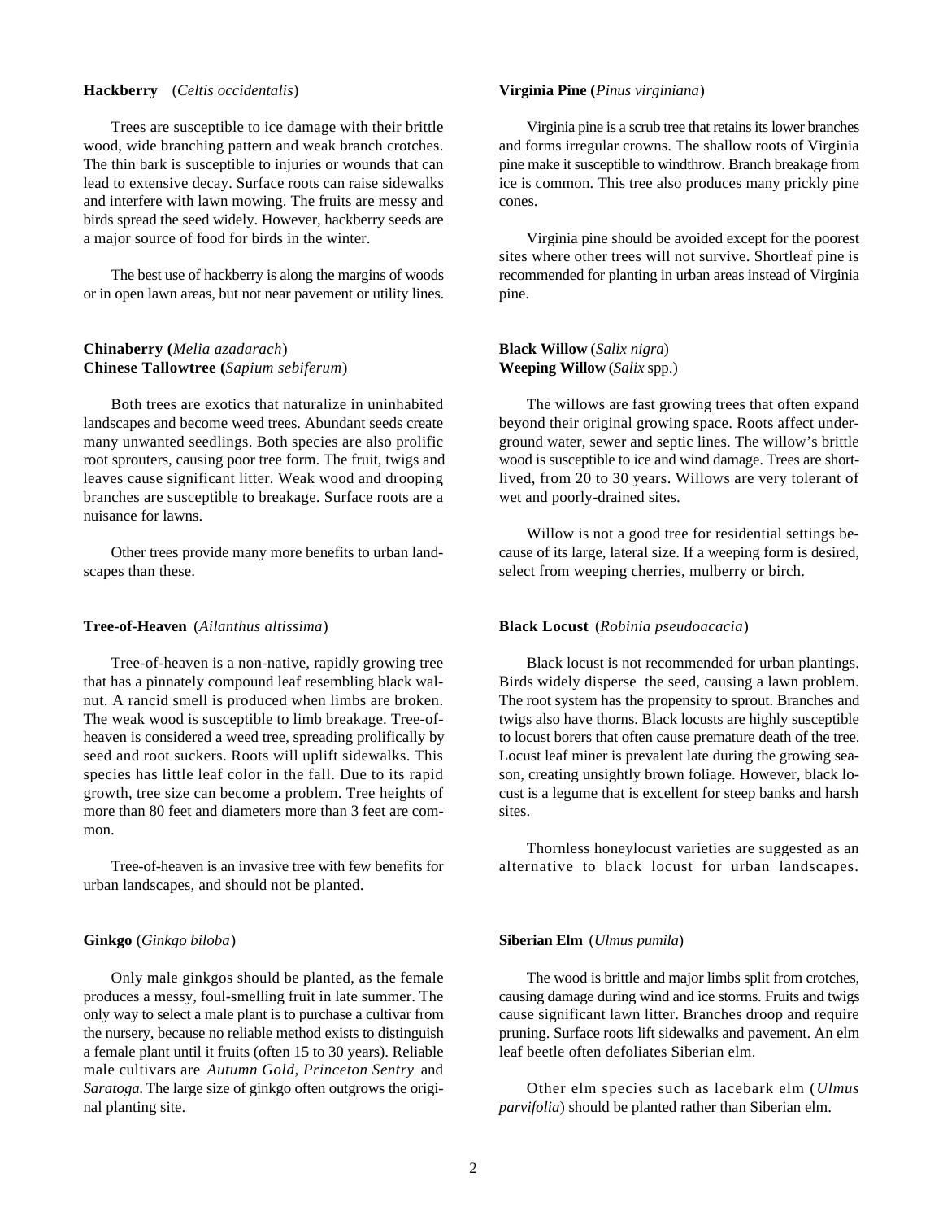**Hackberry** (*Celtis occidentalis*)

Trees are susceptible to ice damage with their brittle wood, wide branching pattern and weak branch crotches. The thin bark is susceptible to injuries or wounds that can lead to extensive decay. Surface roots can raise sidewalks and interfere with lawn mowing. The fruits are messy and birds spread the seed widely. However, hackberry seeds are a major source of food for birds in the winter.

The best use of hackberry is along the margins of woods or in open lawn areas, but not near pavement or utility lines.

**Chinaberry (***Melia azadarach*)
**Chinese Tallowtree (***Sapium sebiferum*)

Both trees are exotics that naturalize in uninhabited landscapes and become weed trees. Abundant seeds create many unwanted seedlings. Both species are also prolific root sprouters, causing poor tree form. The fruit, twigs and leaves cause significant litter. Weak wood and drooping branches are susceptible to breakage. Surface roots are a nuisance for lawns.

Other trees provide many more benefits to urban landscapes than these.

**Tree-of-Heaven** (*Ailanthus altissima*)

Tree-of-heaven is a non-native, rapidly growing tree that has a pinnately compound leaf resembling black walnut. A rancid smell is produced when limbs are broken. The weak wood is susceptible to limb breakage. Tree-of-heaven is considered a weed tree, spreading prolifically by seed and root suckers. Roots will uplift sidewalks. This species has little leaf color in the fall. Due to its rapid growth, tree size can become a problem. Tree heights of more than 80 feet and diameters more than 3 feet are common.

Tree-of-heaven is an invasive tree with few benefits for urban landscapes, and should not be planted.

**Ginkgo** (*Ginkgo biloba*)

Only male ginkgos should be planted, as the female produces a messy, foul-smelling fruit in late summer. The only way to select a male plant is to purchase a cultivar from the nursery, because no reliable method exists to distinguish a female plant until it fruits (often 15 to 30 years). Reliable male cultivars are *Autumn Gold, Princeton Sentry* and *Saratoga.* The large size of ginkgo often outgrows the original planting site.

**Virginia Pine (***Pinus virginiana*)

Virginia pine is a scrub tree that retains its lower branches and forms irregular crowns. The shallow roots of Virginia pine make it susceptible to windthrow. Branch breakage from ice is common. This tree also produces many prickly pine cones.

Virginia pine should be avoided except for the poorest sites where other trees will not survive. Shortleaf pine is recommended for planting in urban areas instead of Virginia pine.

**Black Willow** (*Salix nigra*)
**Weeping Willow** (*Salix* spp.)

The willows are fast growing trees that often expand beyond their original growing space. Roots affect underground water, sewer and septic lines. The willow's brittle wood is susceptible to ice and wind damage. Trees are short-lived, from 20 to 30 years. Willows are very tolerant of wet and poorly-drained sites.

Willow is not a good tree for residential settings because of its large, lateral size. If a weeping form is desired, select from weeping cherries, mulberry or birch.

**Black Locust** (*Robinia pseudoacacia*)

Black locust is not recommended for urban plantings. Birds widely disperse the seed, causing a lawn problem. The root system has the propensity to sprout. Branches and twigs also have thorns. Black locusts are highly susceptible to locust borers that often cause premature death of the tree. Locust leaf miner is prevalent late during the growing season, creating unsightly brown foliage. However, black locust is a legume that is excellent for steep banks and harsh sites.

Thornless honeylocust varieties are suggested as an alternative to black locust for urban landscapes.

**Siberian Elm** (*Ulmus pumila*)

The wood is brittle and major limbs split from crotches, causing damage during wind and ice storms. Fruits and twigs cause significant lawn litter. Branches droop and require pruning. Surface roots lift sidewalks and pavement. An elm leaf beetle often defoliates Siberian elm.

Other elm species such as lacebark elm (*Ulmus parvifolia*) should be planted rather than Siberian elm.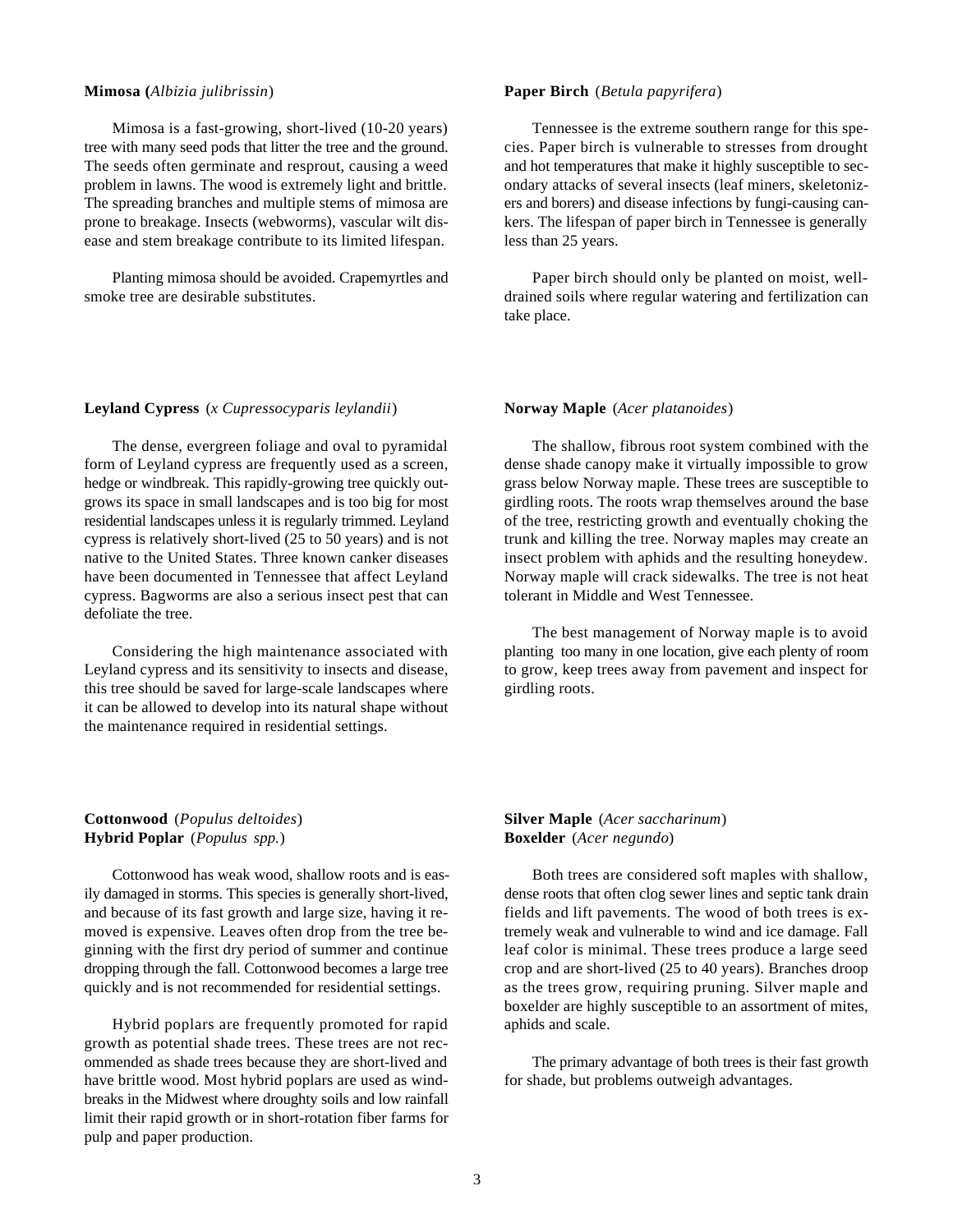**Mimosa (***Albizia julibrissin*)

Mimosa is a fast-growing, short-lived (10-20 years) tree with many seed pods that litter the tree and the ground. The seeds often germinate and resprout, causing a weed problem in lawns. The wood is extremely light and brittle. The spreading branches and multiple stems of mimosa are prone to breakage. Insects (webworms), vascular wilt disease and stem breakage contribute to its limited lifespan.

Planting mimosa should be avoided. Crapemyrtles and smoke tree are desirable substitutes.

**Paper Birch** (*Betula papyrifera*)

Tennessee is the extreme southern range for this species. Paper birch is vulnerable to stresses from drought and hot temperatures that make it highly susceptible to secondary attacks of several insects (leaf miners, skeletonizers and borers) and disease infections by fungi-causing cankers. The lifespan of paper birch in Tennessee is generally less than 25 years.

Paper birch should only be planted on moist, well-drained soils where regular watering and fertilization can take place.

**Leyland Cypress** (*x Cupressocyparis leylandii*)

The dense, evergreen foliage and oval to pyramidal form of Leyland cypress are frequently used as a screen, hedge or windbreak. This rapidly-growing tree quickly outgrows its space in small landscapes and is too big for most residential landscapes unless it is regularly trimmed. Leyland cypress is relatively short-lived (25 to 50 years) and is not native to the United States. Three known canker diseases have been documented in Tennessee that affect Leyland cypress. Bagworms are also a serious insect pest that can defoliate the tree.

Considering the high maintenance associated with Leyland cypress and its sensitivity to insects and disease, this tree should be saved for large-scale landscapes where it can be allowed to develop into its natural shape without the maintenance required in residential settings.

**Norway Maple** (*Acer platanoides*)

The shallow, fibrous root system combined with the dense shade canopy make it virtually impossible to grow grass below Norway maple. These trees are susceptible to girdling roots. The roots wrap themselves around the base of the tree, restricting growth and eventually choking the trunk and killing the tree. Norway maples may create an insect problem with aphids and the resulting honeydew. Norway maple will crack sidewalks. The tree is not heat tolerant in Middle and West Tennessee.

The best management of Norway maple is to avoid planting too many in one location, give each plenty of room to grow, keep trees away from pavement and inspect for girdling roots.

**Cottonwood** (*Populus deltoides*)
**Hybrid Poplar** (*Populus spp.*)

Cottonwood has weak wood, shallow roots and is easily damaged in storms. This species is generally short-lived, and because of its fast growth and large size, having it removed is expensive. Leaves often drop from the tree beginning with the first dry period of summer and continue dropping through the fall. Cottonwood becomes a large tree quickly and is not recommended for residential settings.

Hybrid poplars are frequently promoted for rapid growth as potential shade trees. These trees are not recommended as shade trees because they are short-lived and have brittle wood. Most hybrid poplars are used as windbreaks in the Midwest where droughty soils and low rainfall limit their rapid growth or in short-rotation fiber farms for pulp and paper production.

**Silver Maple** (*Acer saccharinum*)
**Boxelder** (*Acer negundo*)

Both trees are considered soft maples with shallow, dense roots that often clog sewer lines and septic tank drain fields and lift pavements. The wood of both trees is extremely weak and vulnerable to wind and ice damage. Fall leaf color is minimal. These trees produce a large seed crop and are short-lived (25 to 40 years). Branches droop as the trees grow, requiring pruning. Silver maple and boxelder are highly susceptible to an assortment of mites, aphids and scale.

The primary advantage of both trees is their fast growth for shade, but problems outweigh advantages.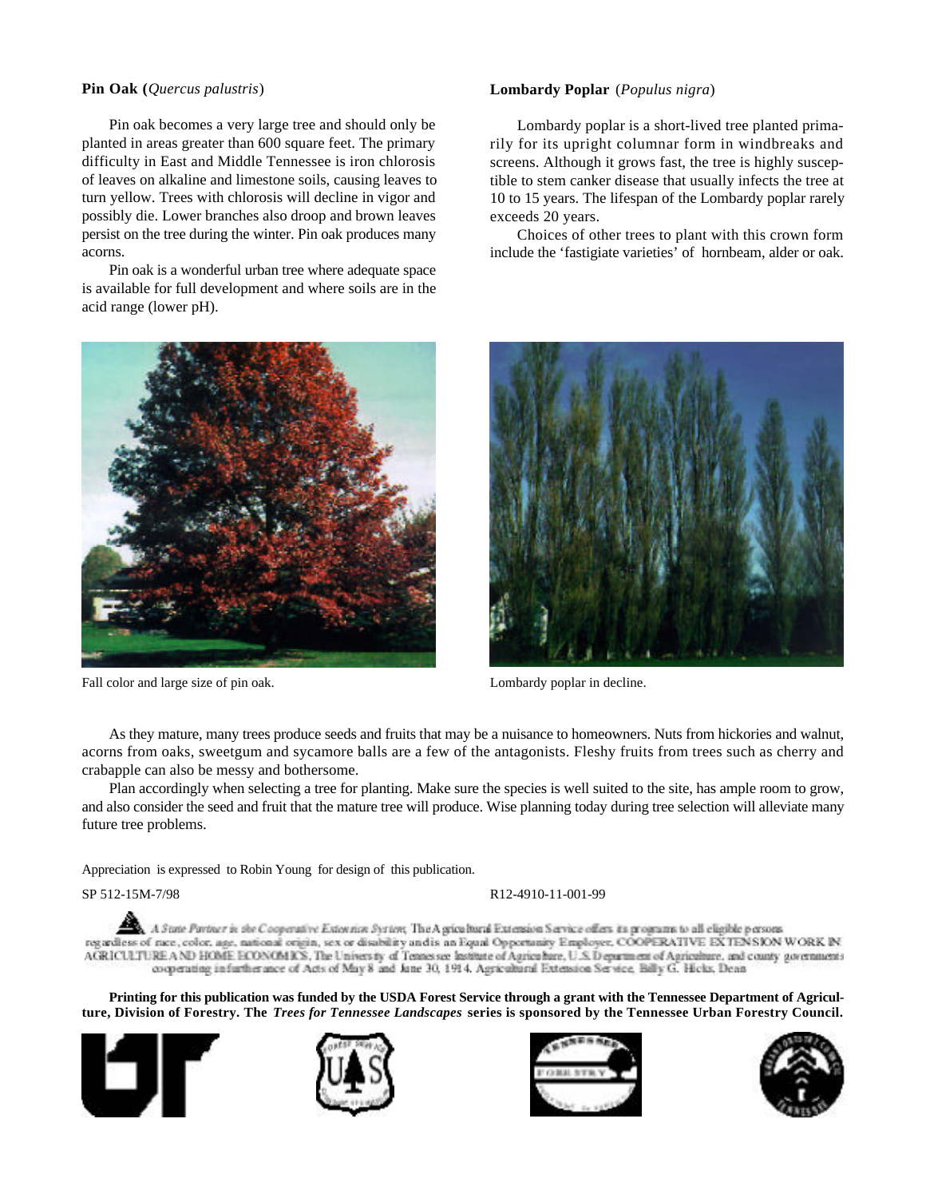**Pin Oak (*Quercus palustris*)**

Pin oak becomes a very large tree and should only be planted in areas greater than 600 square feet. The primary difficulty in East and Middle Tennessee is iron chlorosis of leaves on alkaline and limestone soils, causing leaves to turn yellow. Trees with chlorosis will decline in vigor and possibly die. Lower branches also droop and brown leaves persist on the tree during the winter. Pin oak produces many acorns.

Pin oak is a wonderful urban tree where adequate space is available for full development and where soils are in the acid range (lower pH).

Fall color and large size of pin oak.

**Lombardy Poplar** (*Populus nigra*)

Lombardy poplar is a short-lived tree planted primarily for its upright columnar form in windbreaks and screens. Although it grows fast, the tree is highly susceptible to stem canker disease that usually infects the tree at 10 to 15 years. The lifespan of the Lombardy poplar rarely exceeds 20 years.

Choices of other trees to plant with this crown form include the 'fastigiate varieties' of hornbeam, alder or oak.

Lombardy poplar in decline.

As they mature, many trees produce seeds and fruits that may be a nuisance to homeowners. Nuts from hickories and walnut, acorns from oaks, sweetgum and sycamore balls are a few of the antagonists. Fleshy fruits from trees such as cherry and crabapple can also be messy and bothersome.

Plan accordingly when selecting a tree for planting. Make sure the species is well suited to the site, has ample room to grow, and also consider the seed and fruit that the mature tree will produce. Wise planning today during tree selection will alleviate many future tree problems.

Appreciation is expressed to Robin Young for design of this publication.

SP 512-15M-7/98

R12-4910-11-001-99

*A State Partner in the Cooperative Extension System.* The Agricultural Extension Service offers its programs to all eligible persons regardless of race, color, age, national origin, sex or disability and is an Equal Opportunity Employer. COOPERATIVE EXTENSION WORK IN AGRICULTURE AND HOME ECONOMICS, The University of Tennessee Institute of Agriculture, U.S. Department of Agriculture, and county governments cooperating in furtherance of Acts of May 8 and June 30, 1914. Agricultural Extension Service, Billy G. Hicks, Dean

**Printing for this publication was funded by the USDA Forest Service through a grant with the Tennessee Department of Agriculture, Division of Forestry. The *Trees for Tennessee Landscapes* series is sponsored by the Tennessee Urban Forestry Council.**